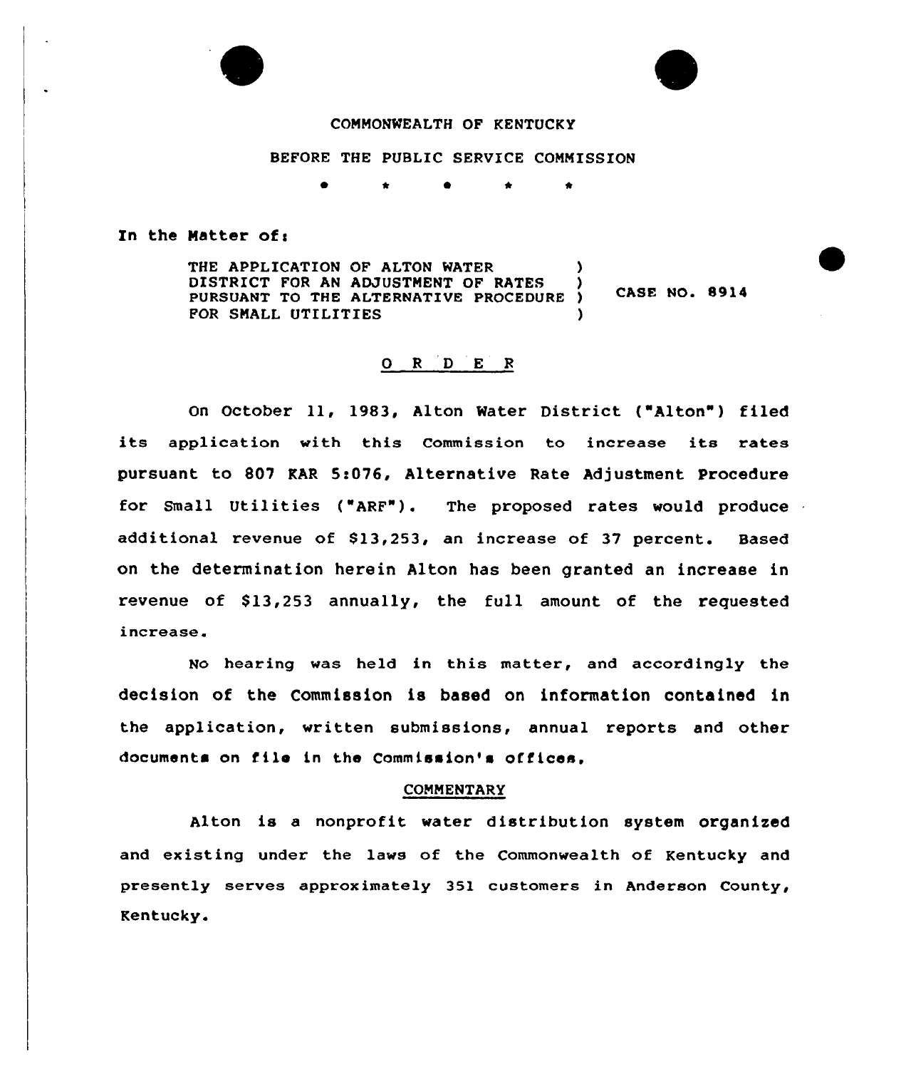COMMONWEALTH OF KENTUCKY

BEFORE THE PUBLIC SERVICE COMMISSION

\* \* \* \* \*

In the Matter of:

| | | |
|---|---|---|
| THE APPLICATION OF ALTON WATER DISTRICT FOR AN ADJUSTMENT OF RATES PURSUANT TO THE ALTERNATIVE PROCEDURE FOR SMALL UTILITIES | ) ) ) ) | CASE NO. 8914 |

## O R D E R

On October 11, 1983, Alton Water District ("Alton") filed its application with this Commission to increase its rates pursuant to 807 KAR 5:076, Alternative Rate Adjustment Procedure for Small Utilities ("ARF"). The proposed rates would produce additional revenue of $13,253, an increase of 37 percent. Based on the determination herein Alton has been granted an increase in revenue of $13,253 annually, the full amount of the requested increase.

No hearing was held in this matter, and accordingly the decision of the Commission is based on information contained in the application, written submissions, annual reports and other documents on file in the Commission's offices.

### COMMENTARY

Alton is a nonprofit water distribution system organized and existing under the laws of the Commonwealth of Kentucky and presently serves approximately 351 customers in Anderson County, Kentucky.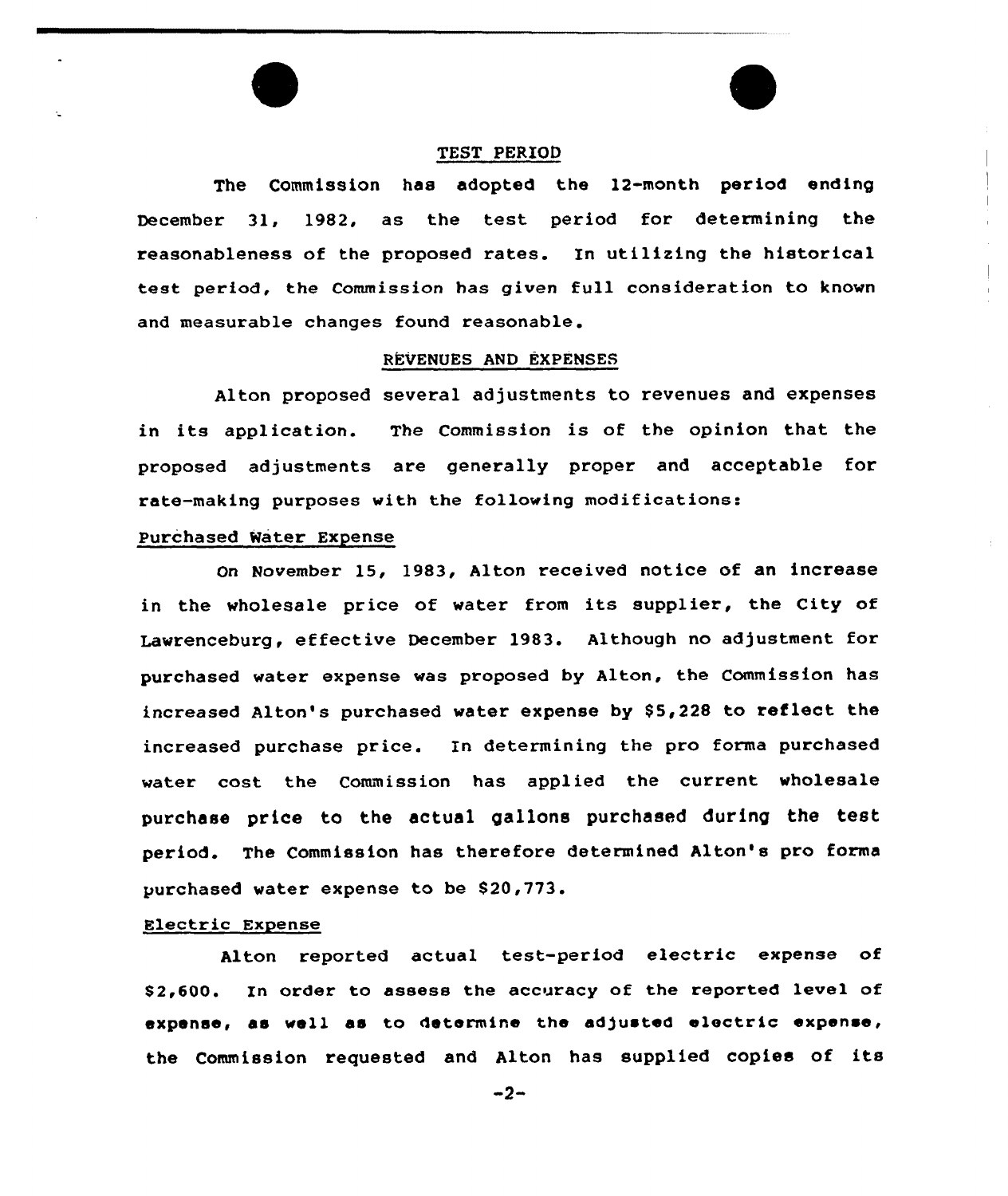## TEST PERIOD

The Commission has adopted the 12-month period ending December 31, 1982, as the test period for determining the reasonableness of the proposed rates. In utilizing the historical test period, the Commission has given full consideration to known and measurable changes found reasonable.

## REVENUES AND EXPENSES

Alton proposed several adjustments to revenues and expenses in its application. The Commission is of the opinion that the proposed adjustments are generally proper and acceptable for rate-making purposes with the following modifications:

### Purchased Water Expense

On November 15, 1983, Alton received notice of an increase in the wholesale price of water from its supplier, the City of Lawrenceburg, effective December 1983. Although no adjustment for purchased water expense was proposed by Alton, the Commission has increased Alton's purchased water expense by $5,228 to reflect the increased purchase price. In determining the pro forma purchased water cost the Commission has applied the current wholesale purchase price to the actual gallons purchased during the test period. The Commission has therefore determined Alton's pro forma purchased water expense to be $20,773.

### Electric Expense

Alton reported actual test-period electric expense of $2,600. In order to assess the accuracy of the reported level of expense, as well as to determine the adjusted electric expense, the Commission requested and Alton has supplied copies of its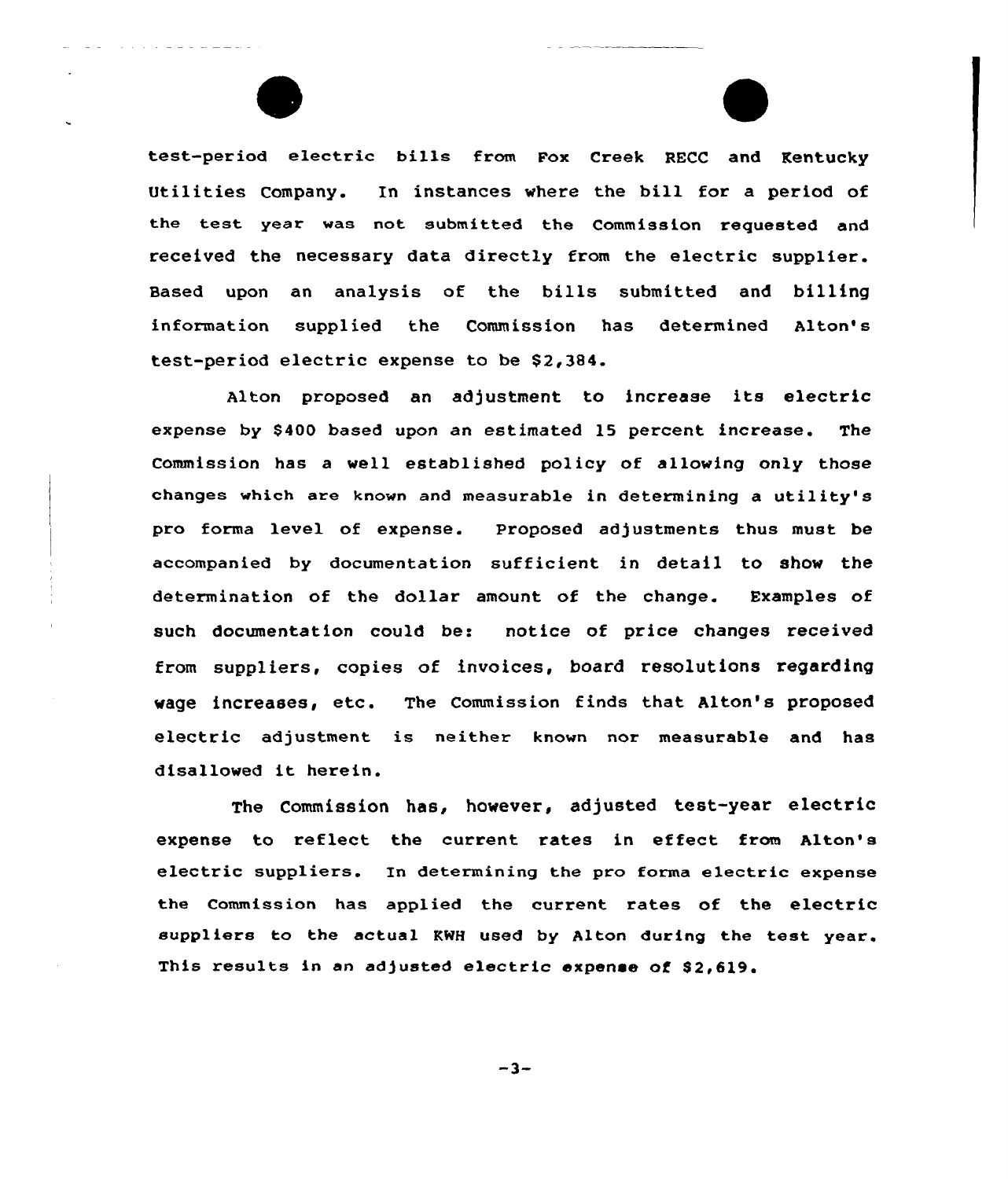test-period electric bills from Fox Creek RECC and Kentucky Utilities Company. In instances where the bill for a period of the test year was not submitted the Commission requested and received the necessary data directly from the electric supplier. Based upon an analysis of the bills submitted and billing information supplied the Commission has determined Alton's test-period electric expense to be $2,384.

Alton proposed an adjustment to increase its electric expense by $400 based upon an estimated 15 percent increase. The Commission has a well established policy of allowing only those changes which are known and measurable in determining a utility's pro forma level of expense. Proposed adjustments thus must be accompanied by documentation sufficient in detail to show the determination of the dollar amount of the change. Examples of such documentation could be: notice of price changes received from suppliers, copies of invoices, board resolutions regarding wage increases, etc. The Commission finds that Alton's proposed electric adjustment is neither known nor measurable and has disallowed it herein.

The Commission has, however, adjusted test-year electric expense to reflect the current rates in effect from Alton's electric suppliers. In determining the pro forma electric expense the Commission has applied the current rates of the electric suppliers to the actual KWH used by Alton during the test year. This results in an adjusted electric expense of $2,619.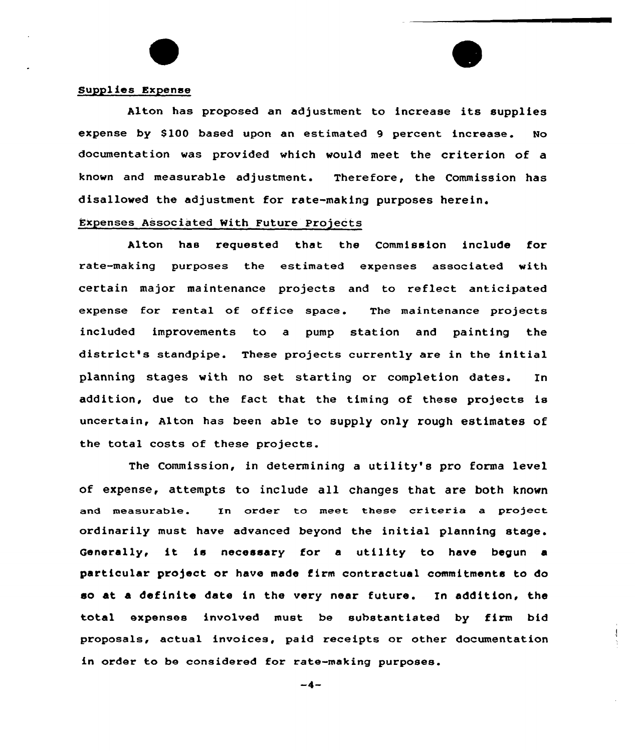Supplies Expense

Alton has proposed an adjustment to increase its supplies expense by $100 based upon an estimated 9 percent increase. No documentation was provided which would meet the criterion of a known and measurable adjustment. Therefore, the Commission has disallowed the adjustment for rate-making purposes herein.

Expenses Associated With Future Projects

Alton has requested that the Commission include for rate-making purposes the estimated expenses associated with certain major maintenance projects and to reflect anticipated expense for rental of office space. The maintenance projects included improvements to a pump station and painting the district's standpipe. These projects currently are in the initial planning stages with no set starting or completion dates. In addition, due to the fact that the timing of these projects is uncertain, Alton has been able to supply only rough estimates of the total costs of these projects.

The Commission, in determining a utility's pro forma level of expense, attempts to include all changes that are both known and measurable. In order to meet these criteria a project ordinarily must have advanced beyond the initial planning stage. Generally, it is necessary for a utility to have begun a particular project or have made firm contractual commitments to do so at a definite date in the very near future. In addition, the total expenses involved must be substantiated by firm bid proposals, actual invoices, paid receipts or other documentation in order to be considered for rate-making purposes.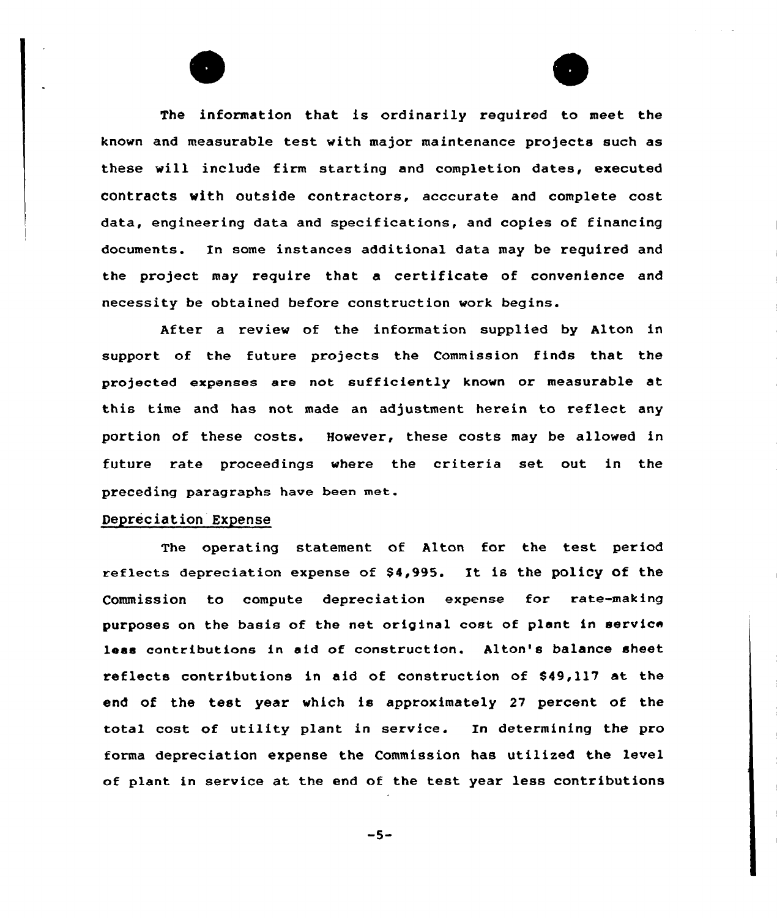The information that is ordinarily required to meet the known and measurable test with major maintenance projects such as these will include firm starting and completion dates, executed contracts with outside contractors, acccurate and complete cost data, engineering data and specifications, and copies of financing documents. In some instances additional data may be required and the project may require that a certificate of convenience and necessity be obtained before construction work begins.

After a review of the information supplied by Alton in support of the future projects the Commission finds that the projected expenses are not sufficiently known or measurable at this time and has not made an adjustment herein to reflect any portion of these costs. However, these costs may be allowed in future rate proceedings where the criteria set out in the preceding paragraphs have been met.

Depreciation Expense

The operating statement of Alton for the test period reflects depreciation expense of $4,995. It is the policy of the Commission to compute depreciation expense for rate-making purposes on the basis of the net original cost of plant in service less contributions in aid of construction. Alton's balance sheet reflects contributions in aid of construction of $49,117 at the end of the test year which is approximately 27 percent of the total cost of utility plant in service. In determining the pro forma depreciation expense the Commission has utilized the level of plant in service at the end of the test year less contributions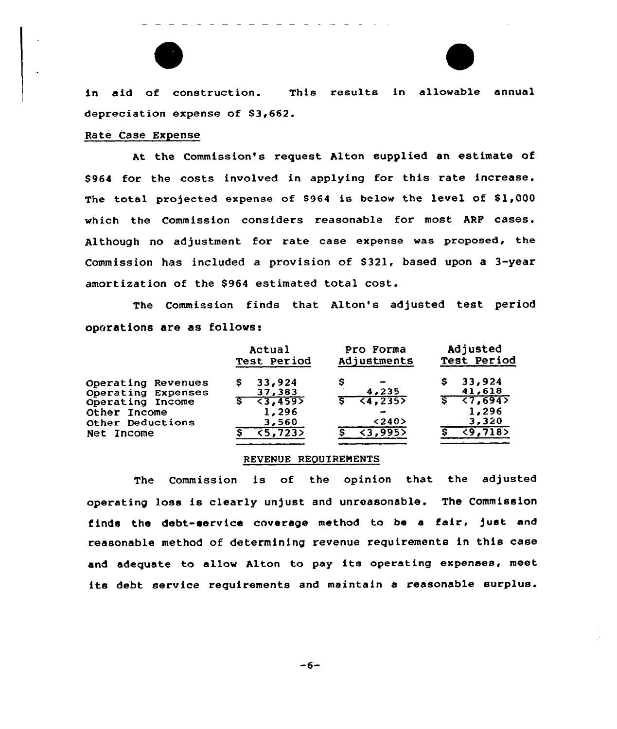in aid of construction. This results in allowable annual depreciation expense of $3,662.

Rate Case Expense

At the Commission's request Alton supplied an estimate of $964 for the costs involved in applying for this rate increase. The total projected expense of $964 is below the level of $1,000 which the Commission considers reasonable for most ARF cases. Although no adjustment for rate case expense was proposed, the Commission has included a provision of $321, based upon a 3-year amortization of the $964 estimated total cost.

The Commission finds that Alton's adjusted test period operations are as follows:

| | Actual Test Period | Pro Forma Adjustments | Adjusted Test Period |
|---|---|---|---|
| Operating Revenues | $ 33,924 | $ - | $ 33,924 |
| Operating Expenses | 37,383 | 4,235 | 41,618 |
| Operating Income | $ <3,459> | $ <4,235> | $ <7,694> |
| Other Income | 1,296 | - | 1,296 |
| Other Deductions | 3,560 | <240> | 3,320 |
| Net Income | $ <5,723> | $ <3,995> | $ <9,718> |

## REVENUE REQUIREMENTS

The Commission is of the opinion that the adjusted operating loss is clearly unjust and unreasonable. The Commission finds the debt-service coverage method to be a fair, just and reasonable method of determining revenue requirements in this case and adequate to allow Alton to pay its operating expenses, meet its debt service requirements and maintain a reasonable surplus.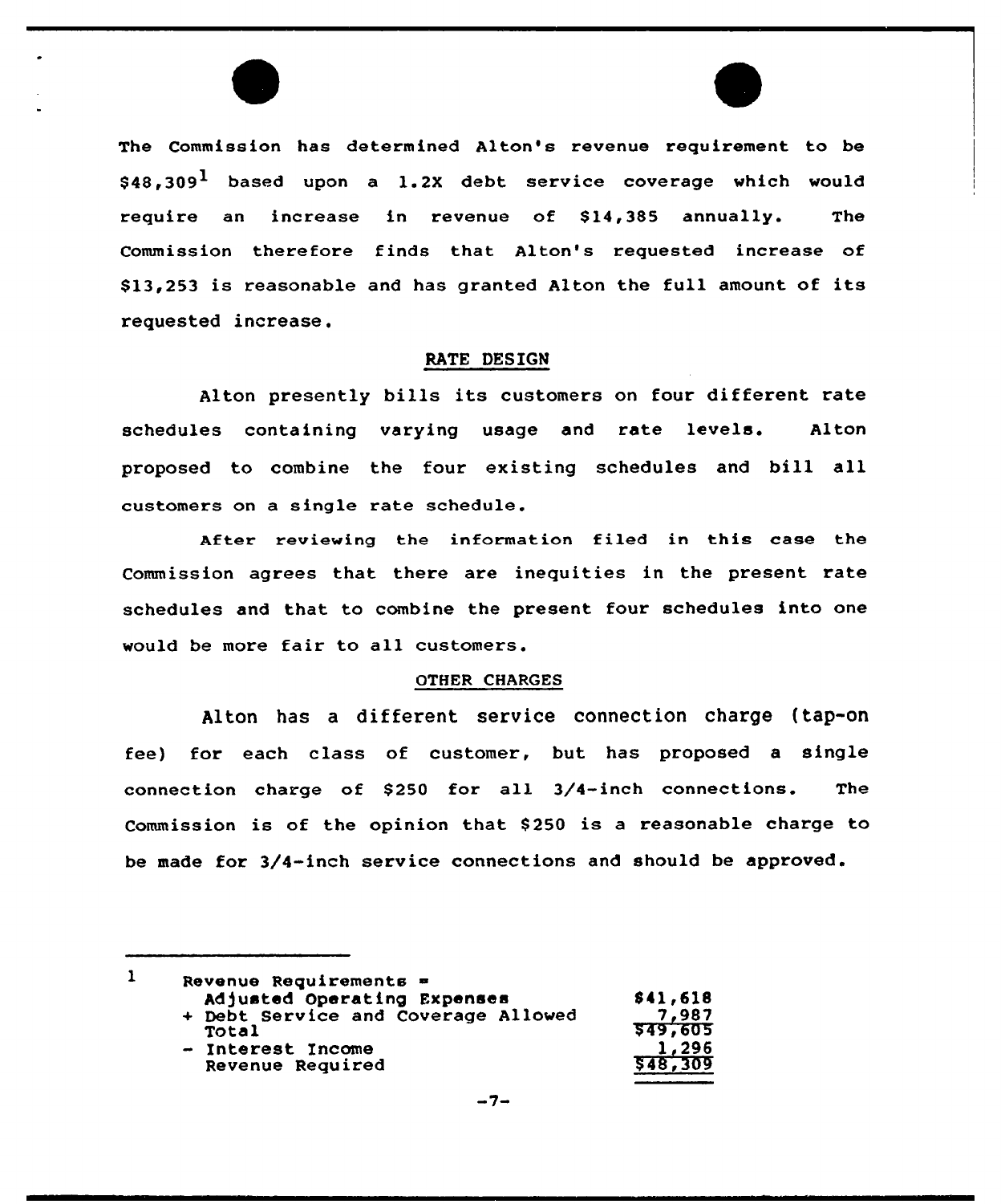The Commission has determined Alton's revenue requirement to be $48,309[1] based upon a 1.2X debt service coverage which would require an increase in revenue of $14,385 annually. The Commission therefore finds that Alton's requested increase of $13,253 is reasonable and has granted Alton the full amount of its requested increase.

## RATE DESIGN

Alton presently bills its customers on four different rate schedules containing varying usage and rate levels. Alton proposed to combine the four existing schedules and bill all customers on a single rate schedule.

After reviewing the information filed in this case the Commission agrees that there are inequities in the present rate schedules and that to combine the present four schedules into one would be more fair to all customers.

## OTHER CHARGES

Alton has a different service connection charge (tap-on fee) for each class of customer, but has proposed a single connection charge of $250 for all 3/4-inch connections. The Commission is of the opinion that $250 is a reasonable charge to be made for 3/4-inch service connections and should be approved.

---

[1] Revenue Requirements =

| | |
|---|---|
| Adjusted Operating Expenses | $41,618 |
| + Debt Service and Coverage Allowed | 7,987 |
| Total | $49,605 |
| - Interest Income | 1,296 |
| Revenue Required | $48,309 |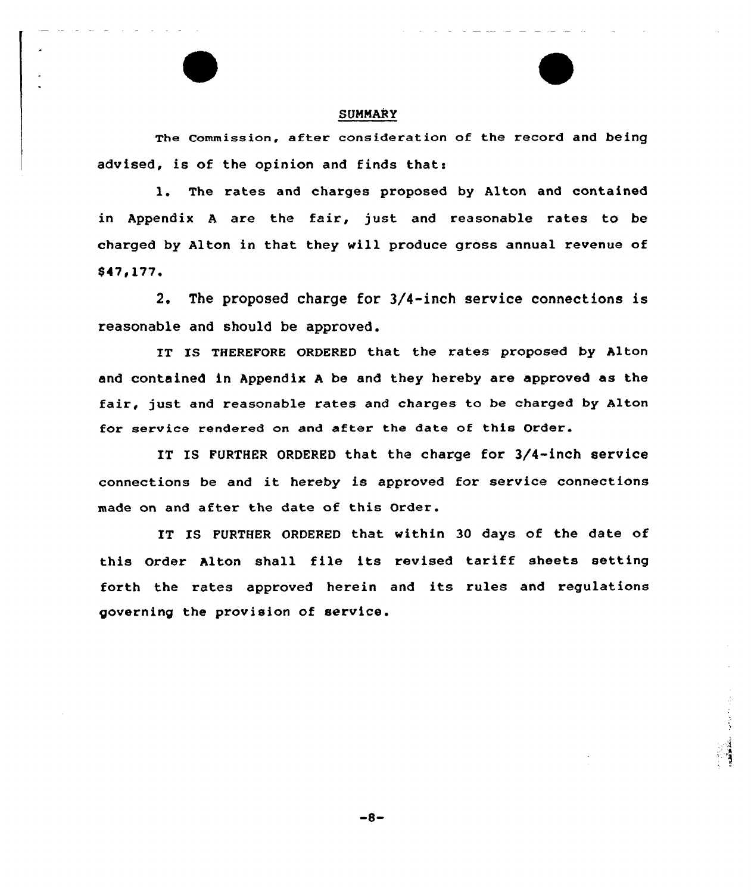## SUMMARY

The Commission, after consideration of the record and being advised, is of the opinion and finds that:

1. The rates and charges proposed by Alton and contained in Appendix A are the fair, just and reasonable rates to be charged by Alton in that they will produce gross annual revenue of $47,177.

2. The proposed charge for 3/4-inch service connections is reasonable and should be approved.

IT IS THEREFORE ORDERED that the rates proposed by Alton and contained in Appendix A be and they hereby are approved as the fair, just and reasonable rates and charges to be charged by Alton for service rendered on and after the date of this Order.

IT IS FURTHER ORDERED that the charge for 3/4-inch service connections be and it hereby is approved for service connections made on and after the date of this Order.

IT IS FURTHER ORDERED that within 30 days of the date of this Order Alton shall file its revised tariff sheets setting forth the rates approved herein and its rules and regulations governing the provision of service.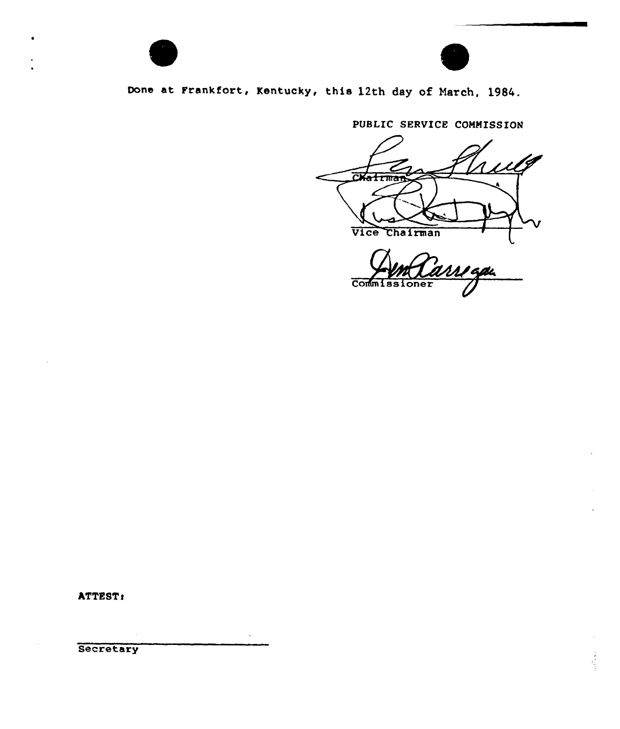Done at Frankfort, Kentucky, this 12th day of March, 1984.

PUBLIC SERVICE COMMISSION

Chairman

Vice Chairman

Commissioner

ATTEST:

Secretary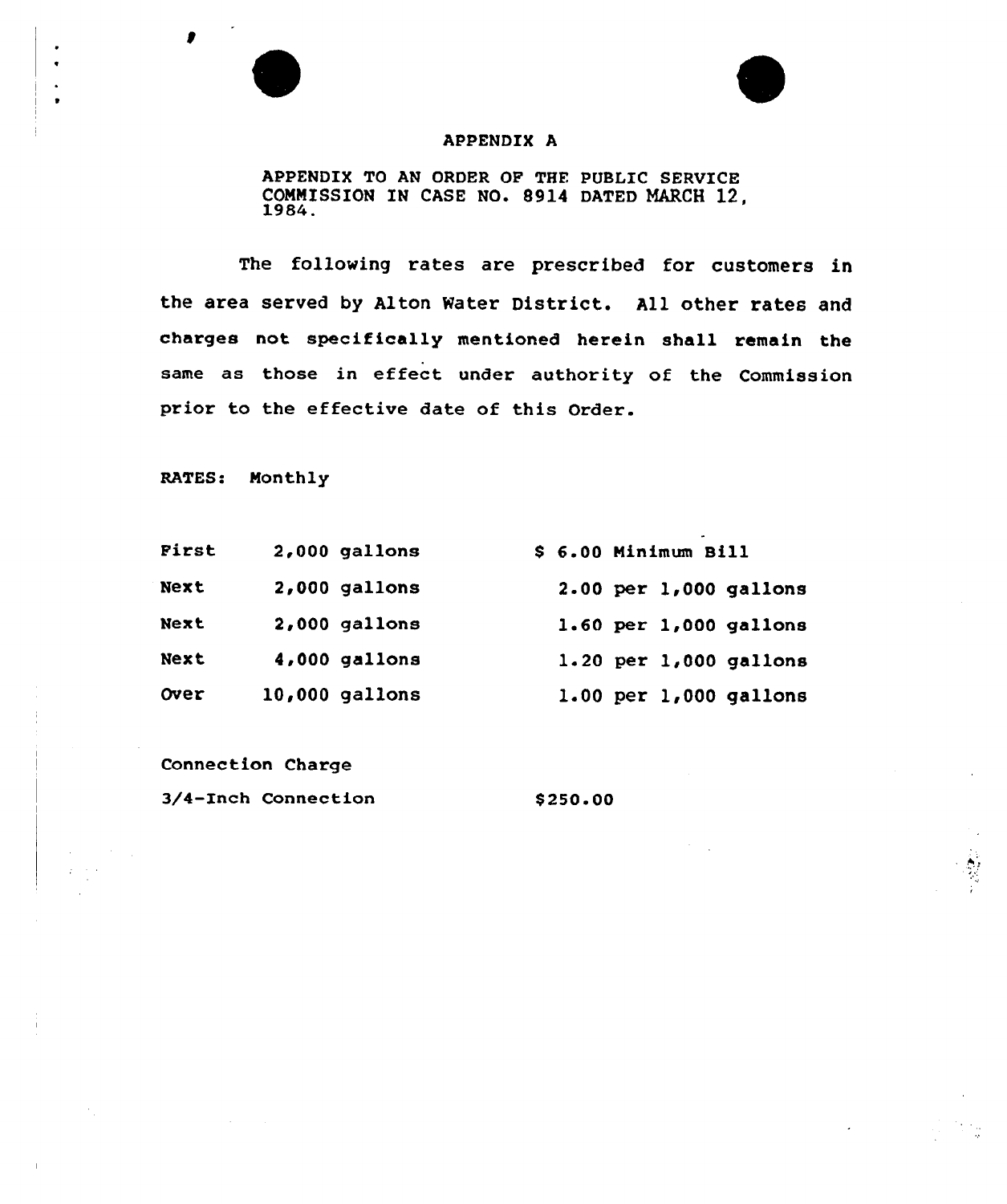# APPENDIX A

APPENDIX TO AN ORDER OF THE PUBLIC SERVICE COMMISSION IN CASE NO. 8914 DATED MARCH 12, 1984.

The following rates are prescribed for customers in the area served by Alton Water District. All other rates and charges not specifically mentioned herein shall remain the same as those in effect under authority of the Commission prior to the effective date of this Order.

RATES: Monthly

| | | |
|---|---|---|
| First | 2,000 gallons | $ 6.00 Minimum Bill |
| Next | 2,000 gallons | 2.00 per 1,000 gallons |
| Next | 2,000 gallons | 1.60 per 1,000 gallons |
| Next | 4,000 gallons | 1.20 per 1,000 gallons |
| Over | 10,000 gallons | 1.00 per 1,000 gallons |

Connection Charge

3/4-Inch Connection $250.00